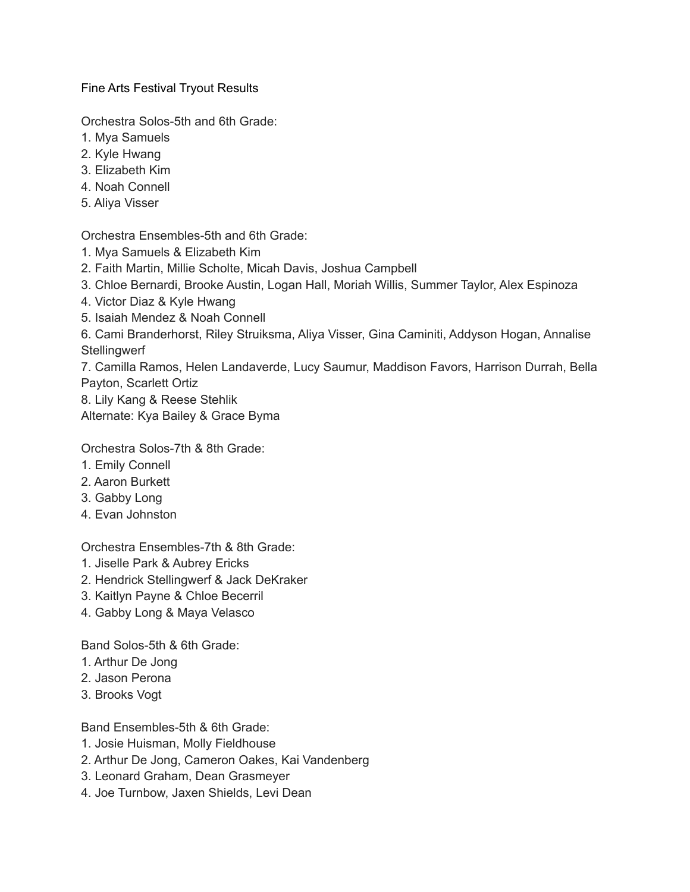# Fine Arts Festival Tryout Results

Orchestra Solos-5th and 6th Grade:

1. Mya Samuels
2. Kyle Hwang
3. Elizabeth Kim
4. Noah Connell
5. Aliya Visser

Orchestra Ensembles-5th and 6th Grade:

1. Mya Samuels & Elizabeth Kim
2. Faith Martin, Millie Scholte, Micah Davis, Joshua Campbell
3. Chloe Bernardi, Brooke Austin, Logan Hall, Moriah Willis, Summer Taylor, Alex Espinoza
4. Victor Diaz & Kyle Hwang
5. Isaiah Mendez & Noah Connell
6. Cami Branderhorst, Riley Struiksma, Aliya Visser, Gina Caminiti, Addyson Hogan, Annalise Stellingwerf
7. Camilla Ramos, Helen Landaverde, Lucy Saumur, Maddison Favors, Harrison Durrah, Bella Payton, Scarlett Ortiz
8. Lily Kang & Reese Stehlik

Alternate: Kya Bailey & Grace Byma

Orchestra Solos-7th & 8th Grade:

1. Emily Connell
2. Aaron Burkett
3. Gabby Long
4. Evan Johnston

Orchestra Ensembles-7th & 8th Grade:

1. Jiselle Park & Aubrey Ericks
2. Hendrick Stellingwerf & Jack DeKraker
3. Kaitlyn Payne & Chloe Becerril
4. Gabby Long & Maya Velasco

Band Solos-5th & 6th Grade:

1. Arthur De Jong
2. Jason Perona
3. Brooks Vogt

Band Ensembles-5th & 6th Grade:

1. Josie Huisman, Molly Fieldhouse
2. Arthur De Jong, Cameron Oakes, Kai Vandenberg
3. Leonard Graham, Dean Grasmeyer
4. Joe Turnbow, Jaxen Shields, Levi Dean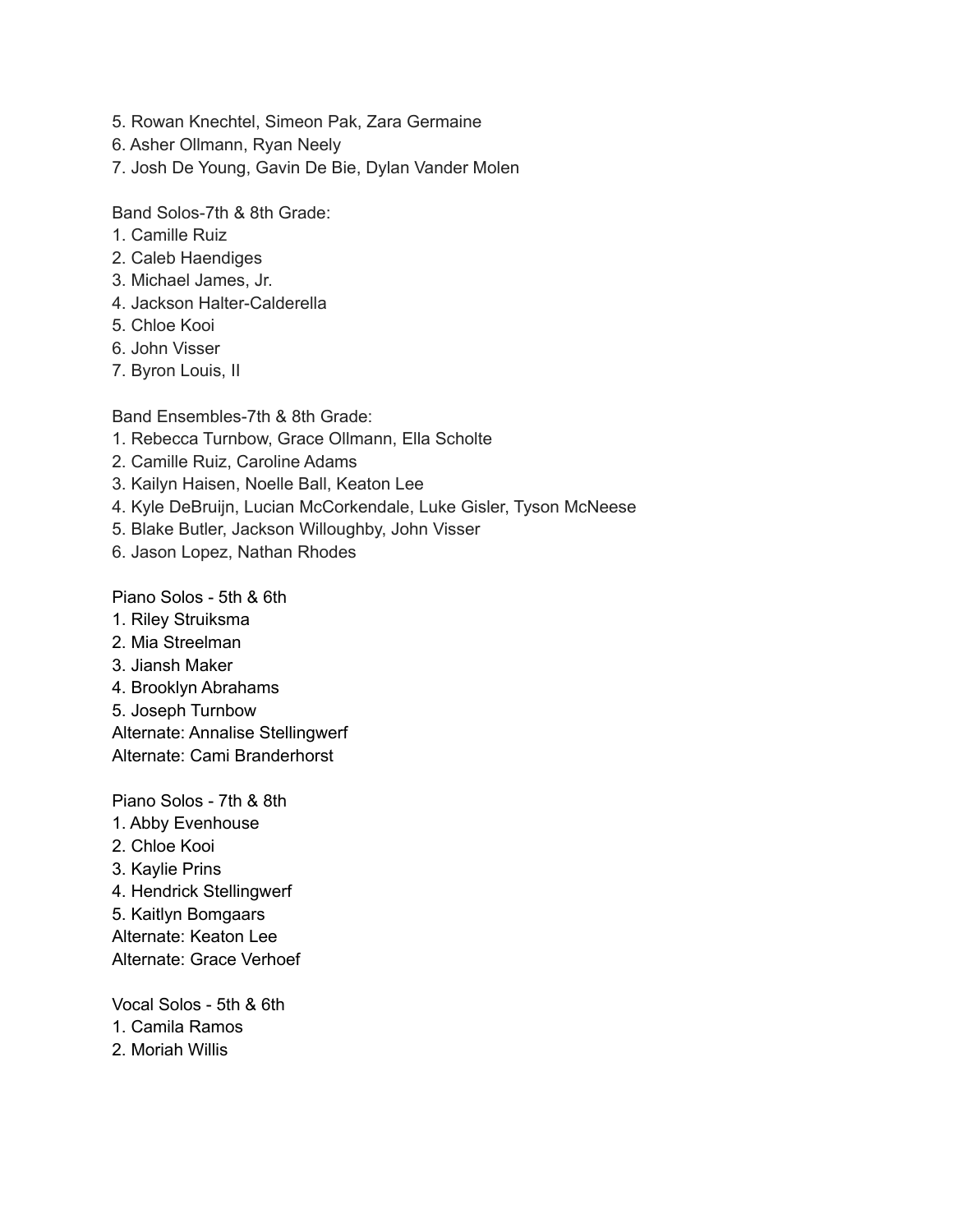5. Rowan Knechtel, Simeon Pak, Zara Germaine
6. Asher Ollmann, Ryan Neely
7. Josh De Young, Gavin De Bie, Dylan Vander Molen

Band Solos-7th & 8th Grade:

1. Camille Ruiz
2. Caleb Haendiges
3. Michael James, Jr.
4. Jackson Halter-Calderella
5. Chloe Kooi
6. John Visser
7. Byron Louis, II

Band Ensembles-7th & 8th Grade:

1. Rebecca Turnbow, Grace Ollmann, Ella Scholte
2. Camille Ruiz, Caroline Adams
3. Kailyn Haisen, Noelle Ball, Keaton Lee
4. Kyle DeBruijn, Lucian McCorkendale, Luke Gisler, Tyson McNeese
5. Blake Butler, Jackson Willoughby, John Visser
6. Jason Lopez, Nathan Rhodes

Piano Solos - 5th & 6th

1. Riley Struiksma
2. Mia Streelman
3. Jiansh Maker
4. Brooklyn Abrahams
5. Joseph Turnbow

Alternate: Annalise Stellingwerf
Alternate: Cami Branderhorst

Piano Solos - 7th & 8th

1. Abby Evenhouse
2. Chloe Kooi
3. Kaylie Prins
4. Hendrick Stellingwerf
5. Kaitlyn Bomgaars

Alternate: Keaton Lee
Alternate: Grace Verhoef

Vocal Solos - 5th & 6th

1. Camila Ramos
2. Moriah Willis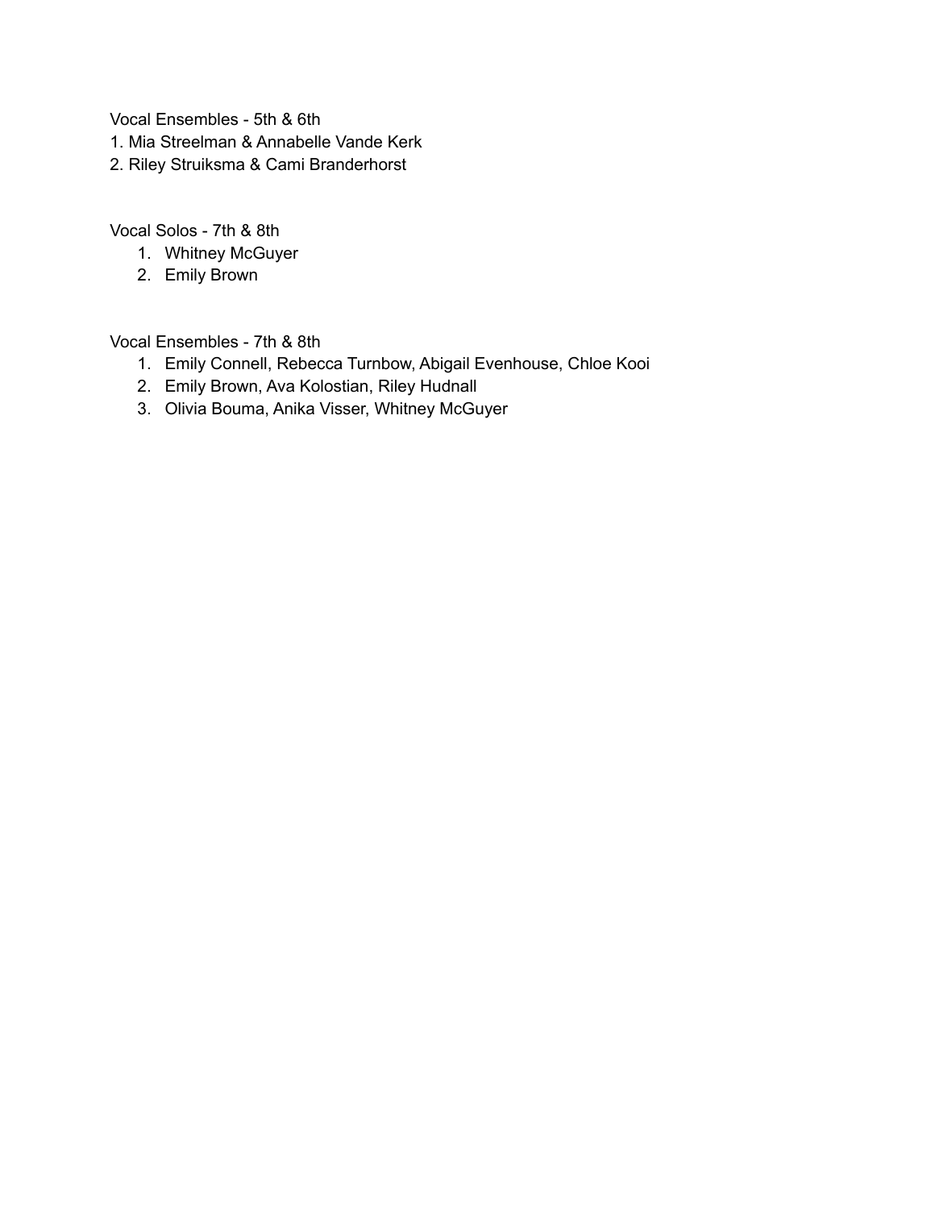Vocal Ensembles - 5th & 6th

1. Mia Streelman & Annabelle Vande Kerk
2. Riley Struiksma & Cami Branderhorst

Vocal Solos - 7th & 8th

1. Whitney McGuyer
2. Emily Brown

Vocal Ensembles - 7th & 8th

1. Emily Connell, Rebecca Turnbow, Abigail Evenhouse, Chloe Kooi
2. Emily Brown, Ava Kolostian, Riley Hudnall
3. Olivia Bouma, Anika Visser, Whitney McGuyer